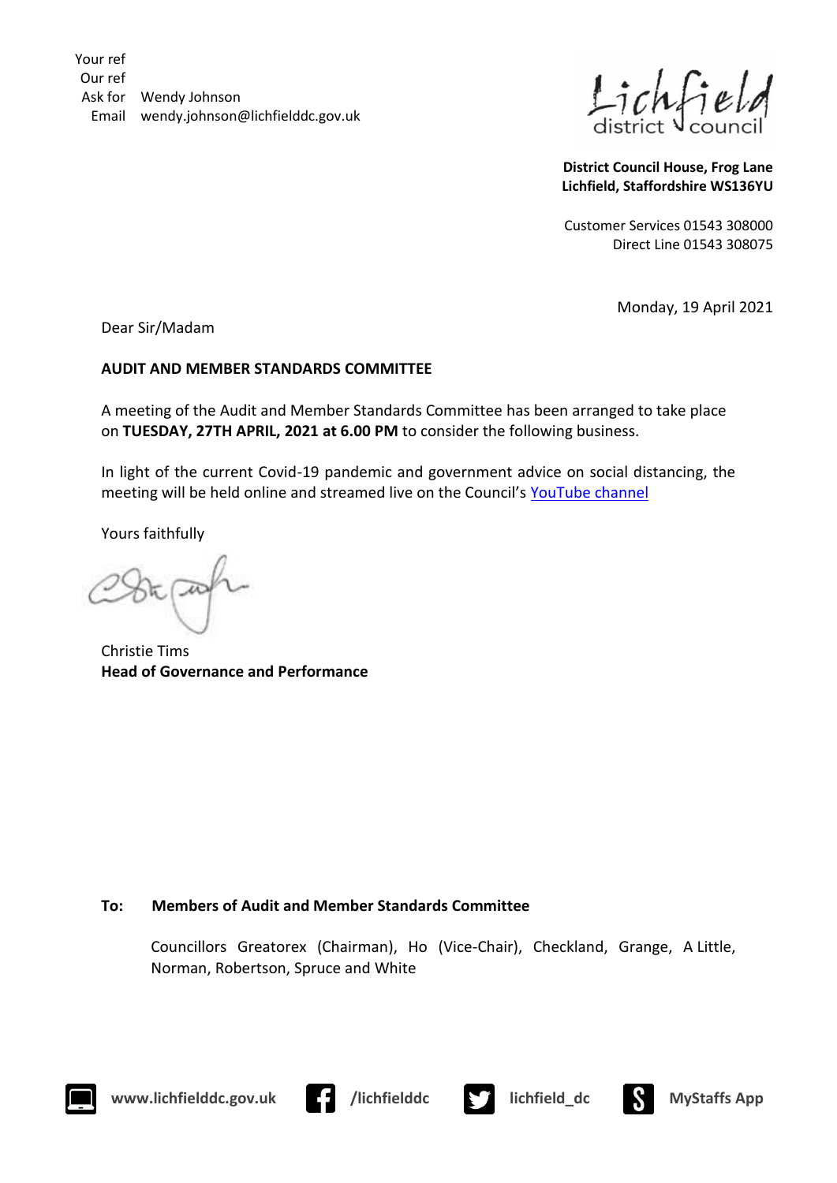Your ref
Our ref
Ask for Wendy Johnson
Email wendy.johnson@lichfielddc.gov.uk

Lichfield district council

**District Council House, Frog Lane**
**Lichfield, Staffordshire WS136YU**

Customer Services 01543 308000
Direct Line 01543 308075

Monday, 19 April 2021

Dear Sir/Madam

**AUDIT AND MEMBER STANDARDS COMMITTEE**

A meeting of the Audit and Member Standards Committee has been arranged to take place on **TUESDAY, 27TH APRIL, 2021 at 6.00 PM** to consider the following business.

In light of the current Covid-19 pandemic and government advice on social distancing, the meeting will be held online and streamed live on the Council's YouTube channel

Yours faithfully

Christie Tims
**Head of Governance and Performance**

**To: Members of Audit and Member Standards Committee**

Councillors Greatorex (Chairman), Ho (Vice-Chair), Checkland, Grange, A Little, Norman, Robertson, Spruce and White

**www.lichfielddc.gov.uk** **/lichfielddc** **lichfield_dc** **MyStaffs App**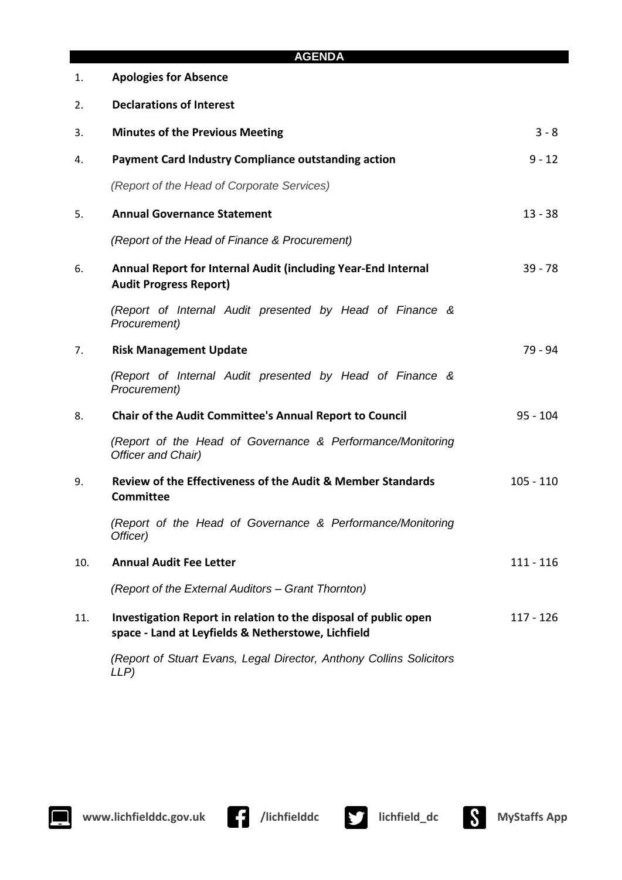## AGENDA

| | | |
|---|---|---|
| 1. | **Apologies for Absence** | |
| 2. | **Declarations of Interest** | |
| 3. | **Minutes of the Previous Meeting** | 3 - 8 |
| 4. | **Payment Card Industry Compliance outstanding action**<br>*(Report of the Head of Corporate Services)* | 9 - 12 |
| 5. | **Annual Governance Statement**<br>*(Report of the Head of Finance & Procurement)* | 13 - 38 |
| 6. | **Annual Report for Internal Audit (including Year-End Internal Audit Progress Report)**<br>*(Report of Internal Audit presented by Head of Finance & Procurement)* | 39 - 78 |
| 7. | **Risk Management Update**<br>*(Report of Internal Audit presented by Head of Finance & Procurement)* | 79 - 94 |
| 8. | **Chair of the Audit Committee's Annual Report to Council**<br>*(Report of the Head of Governance & Performance/Monitoring Officer and Chair)* | 95 - 104 |
| 9. | **Review of the Effectiveness of the Audit & Member Standards Committee**<br>*(Report of the Head of Governance & Performance/Monitoring Officer)* | 105 - 110 |
| 10. | **Annual Audit Fee Letter**<br>*(Report of the External Auditors – Grant Thornton)* | 111 - 116 |
| 11. | **Investigation Report in relation to the disposal of public open space - Land at Leyfields & Netherstowe, Lichfield**<br>*(Report of Stuart Evans, Legal Director, Anthony Collins Solicitors LLP)* | 117 - 126 |

**www.lichfielddc.gov.uk** **/lichfielddc** **lichfield_dc** **MyStaffs App**